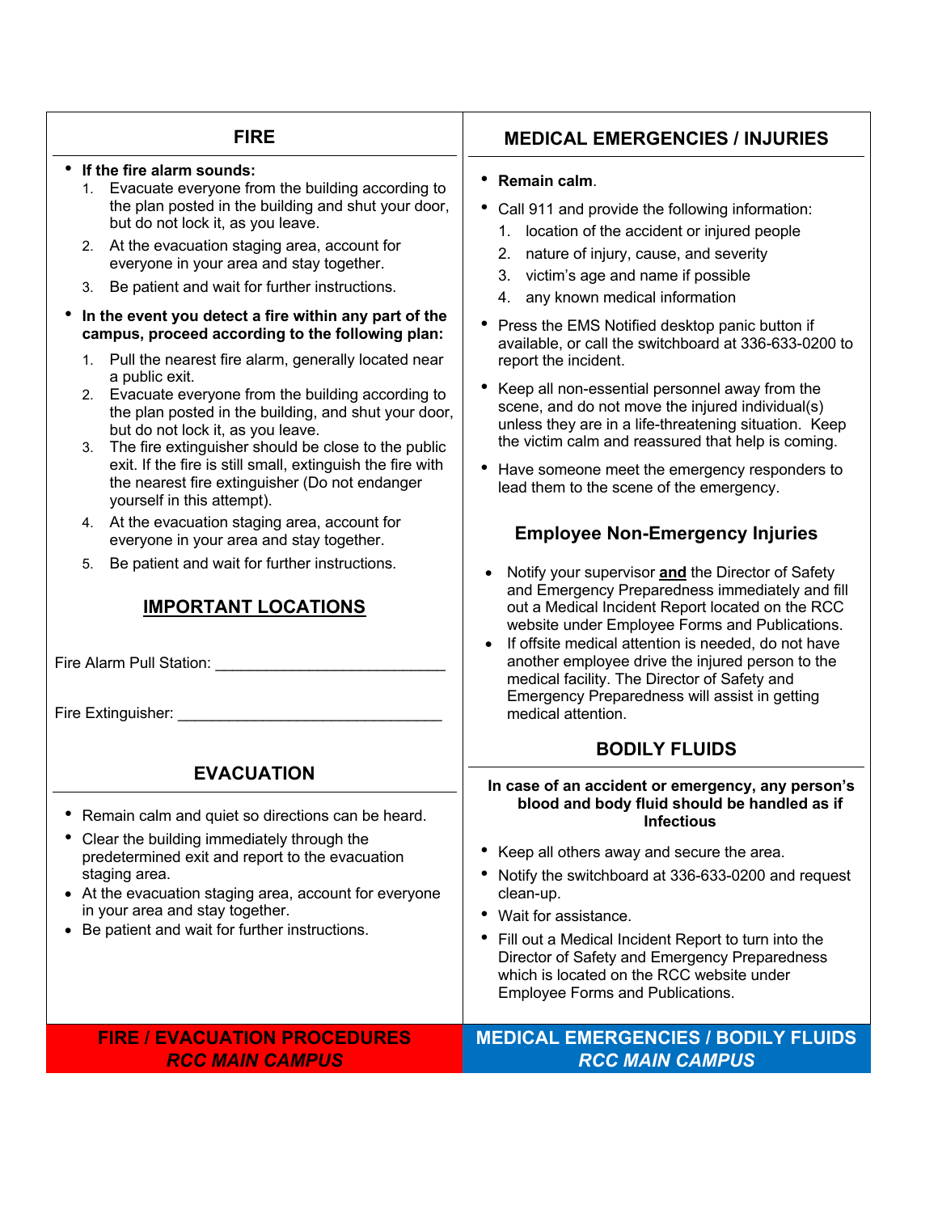## FIRE

- **If the fire alarm sounds:**
  1. Evacuate everyone from the building according to the plan posted in the building and shut your door, but do not lock it, as you leave.
  2. At the evacuation staging area, account for everyone in your area and stay together.
  3. Be patient and wait for further instructions.
- **In the event you detect a fire within any part of the campus, proceed according to the following plan:**
  1. Pull the nearest fire alarm, generally located near a public exit.
  2. Evacuate everyone from the building according to the plan posted in the building, and shut your door, but do not lock it, as you leave.
  3. The fire extinguisher should be close to the public exit. If the fire is still small, extinguish the fire with the nearest fire extinguisher (Do not endanger yourself in this attempt).
  4. At the evacuation staging area, account for everyone in your area and stay together.
  5. Be patient and wait for further instructions.

## IMPORTANT LOCATIONS

Fire Alarm Pull Station: ___________________________

Fire Extinguisher: _______________________________

## EVACUATION

- Remain calm and quiet so directions can be heard.
- Clear the building immediately through the predetermined exit and report to the evacuation staging area.
- At the evacuation staging area, account for everyone in your area and stay together.
- Be patient and wait for further instructions.

**FIRE / EVACUATION PROCEDURES**
***RCC MAIN CAMPUS***

## MEDICAL EMERGENCIES / INJURIES

- **Remain calm**.
- Call 911 and provide the following information:
  1. location of the accident or injured people
  2. nature of injury, cause, and severity
  3. victim's age and name if possible
  4. any known medical information
- Press the EMS Notified desktop panic button if available, or call the switchboard at 336-633-0200 to report the incident.
- Keep all non-essential personnel away from the scene, and do not move the injured individual(s) unless they are in a life-threatening situation. Keep the victim calm and reassured that help is coming.
- Have someone meet the emergency responders to lead them to the scene of the emergency.

### Employee Non-Emergency Injuries

- Notify your supervisor **and** the Director of Safety and Emergency Preparedness immediately and fill out a Medical Incident Report located on the RCC website under Employee Forms and Publications.
- If offsite medical attention is needed, do not have another employee drive the injured person to the medical facility. The Director of Safety and Emergency Preparedness will assist in getting medical attention.

## BODILY FLUIDS

**In case of an accident or emergency, any person's blood and body fluid should be handled as if Infectious**

- Keep all others away and secure the area.
- Notify the switchboard at 336-633-0200 and request clean-up.
- Wait for assistance.
- Fill out a Medical Incident Report to turn into the Director of Safety and Emergency Preparedness which is located on the RCC website under Employee Forms and Publications.

**MEDICAL EMERGENCIES / BODILY FLUIDS**
***RCC MAIN CAMPUS***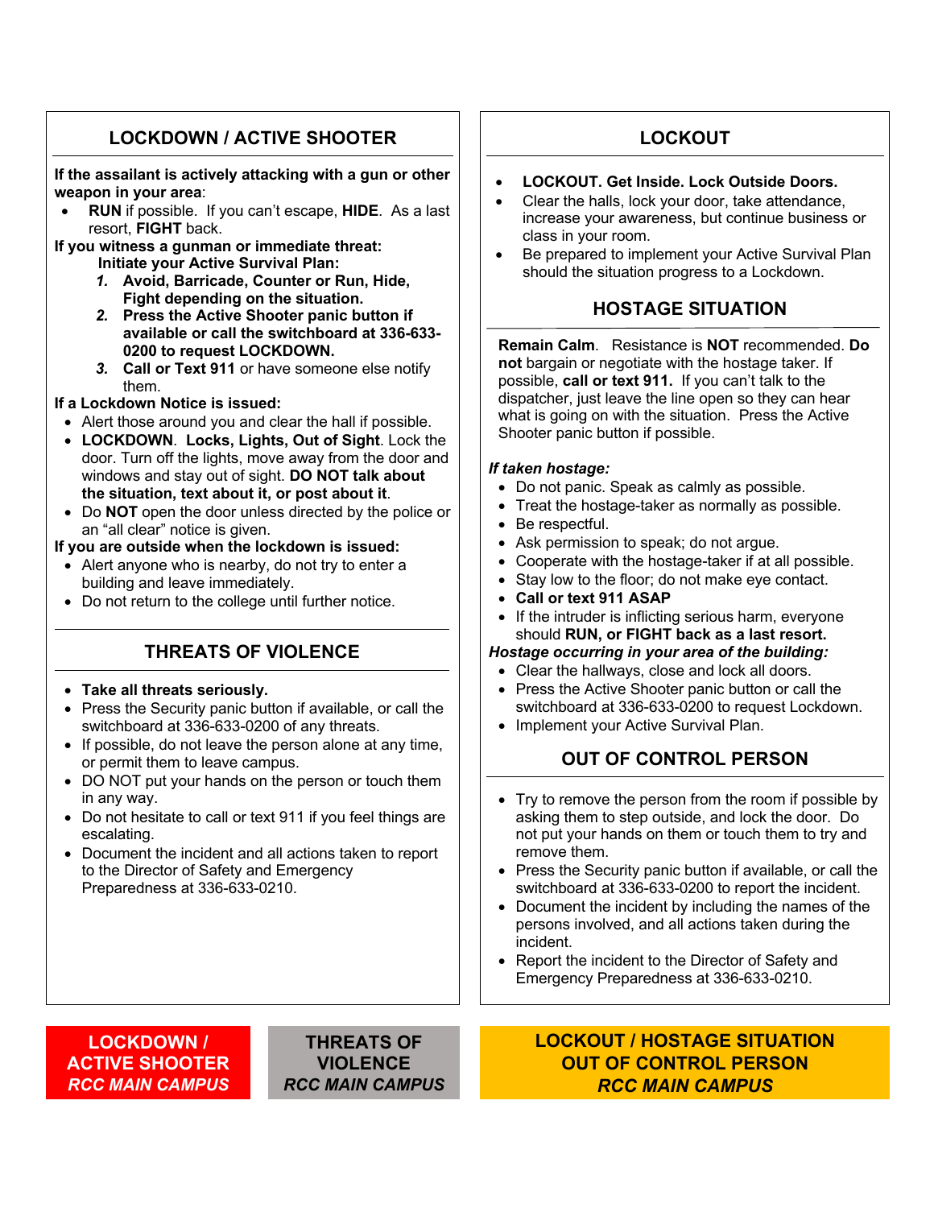## LOCKDOWN / ACTIVE SHOOTER

**If the assailant is actively attacking with a gun or other weapon in your area**:

- **RUN** if possible. If you can't escape, **HIDE**. As a last resort, **FIGHT** back.

**If you witness a gunman or immediate threat:**
**Initiate your Active Survival Plan:**

1. **Avoid, Barricade, Counter or Run, Hide, Fight depending on the situation.**
2. **Press the Active Shooter panic button if available or call the switchboard at 336-633-0200 to request LOCKDOWN.**
3. **Call or Text 911** or have someone else notify them.

**If a Lockdown Notice is issued:**

- Alert those around you and clear the hall if possible.
- **LOCKDOWN**. **Locks, Lights, Out of Sight**. Lock the door. Turn off the lights, move away from the door and windows and stay out of sight. **DO NOT talk about the situation, text about it, or post about it**.
- Do **NOT** open the door unless directed by the police or an "all clear" notice is given.

**If you are outside when the lockdown is issued:**

- Alert anyone who is nearby, do not try to enter a building and leave immediately.
- Do not return to the college until further notice.

## THREATS OF VIOLENCE

- **Take all threats seriously.**
- Press the Security panic button if available, or call the switchboard at 336-633-0200 of any threats.
- If possible, do not leave the person alone at any time, or permit them to leave campus.
- DO NOT put your hands on the person or touch them in any way.
- Do not hesitate to call or text 911 if you feel things are escalating.
- Document the incident and all actions taken to report to the Director of Safety and Emergency Preparedness at 336-633-0210.

## LOCKOUT

- **LOCKOUT. Get Inside. Lock Outside Doors.**
- Clear the halls, lock your door, take attendance, increase your awareness, but continue business or class in your room.
- Be prepared to implement your Active Survival Plan should the situation progress to a Lockdown.

## HOSTAGE SITUATION

**Remain Calm**. Resistance is **NOT** recommended. **Do not** bargain or negotiate with the hostage taker. If possible, **call or text 911.** If you can't talk to the dispatcher, just leave the line open so they can hear what is going on with the situation. Press the Active Shooter panic button if possible.

***If taken hostage:***

- Do not panic. Speak as calmly as possible.
- Treat the hostage-taker as normally as possible.
- Be respectful.
- Ask permission to speak; do not argue.
- Cooperate with the hostage-taker if at all possible.
- Stay low to the floor; do not make eye contact.
- **Call or text 911 ASAP**
- If the intruder is inflicting serious harm, everyone should **RUN, or FIGHT back as a last resort.**

***Hostage occurring in your area of the building:***

- Clear the hallways, close and lock all doors.
- Press the Active Shooter panic button or call the switchboard at 336-633-0200 to request Lockdown.
- Implement your Active Survival Plan.

## OUT OF CONTROL PERSON

- Try to remove the person from the room if possible by asking them to step outside, and lock the door. Do not put your hands on them or touch them to try and remove them.
- Press the Security panic button if available, or call the switchboard at 336-633-0200 to report the incident.
- Document the incident by including the names of the persons involved, and all actions taken during the incident.
- Report the incident to the Director of Safety and Emergency Preparedness at 336-633-0210.

**LOCKDOWN / ACTIVE SHOOTER**
***RCC MAIN CAMPUS***

**THREATS OF VIOLENCE**
***RCC MAIN CAMPUS***

**LOCKOUT / HOSTAGE SITUATION**
**OUT OF CONTROL PERSON**
***RCC MAIN CAMPUS***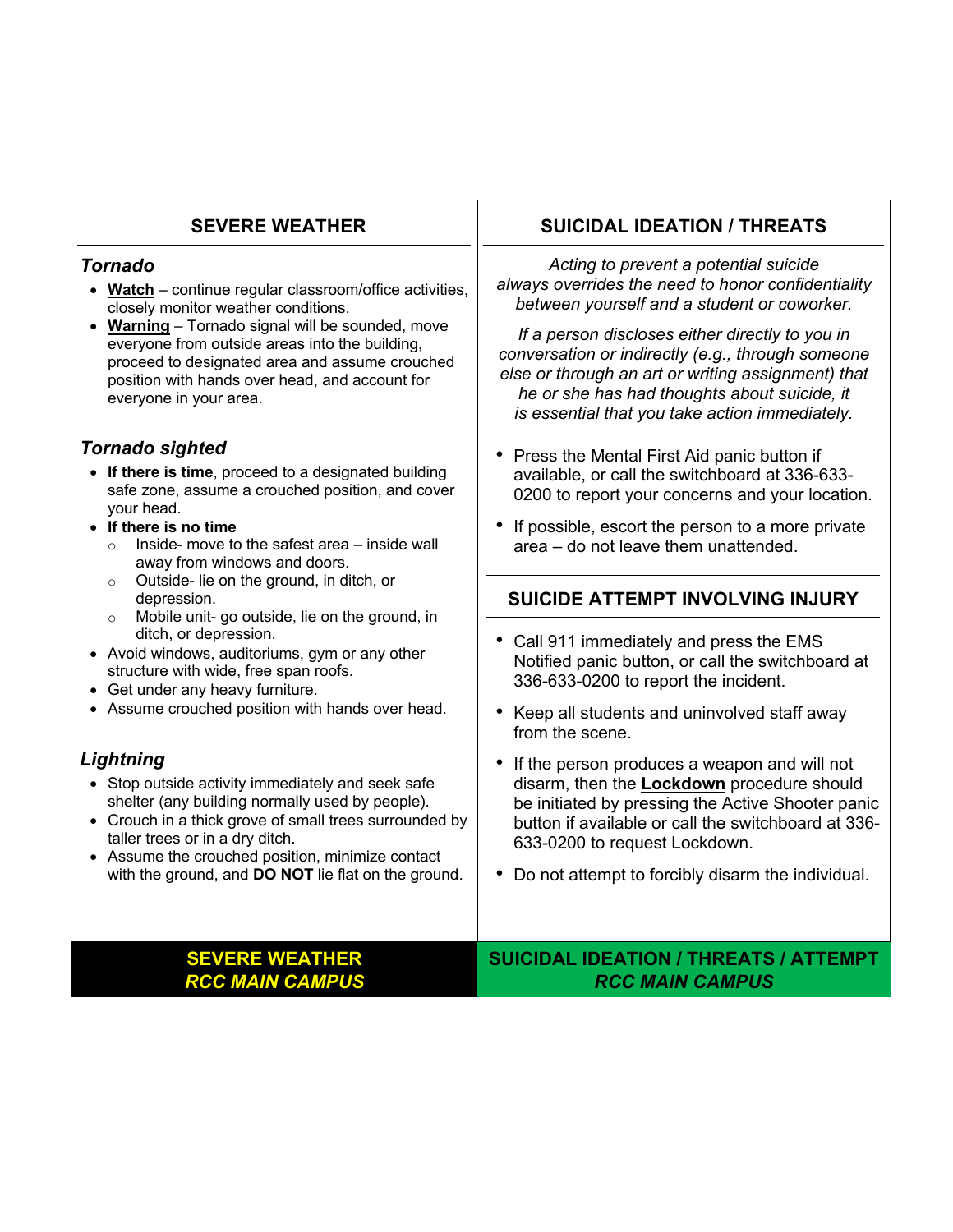## SEVERE WEATHER

### *Tornado*

- **Watch** – continue regular classroom/office activities, closely monitor weather conditions.
- **Warning** – Tornado signal will be sounded, move everyone from outside areas into the building, proceed to designated area and assume crouched position with hands over head, and account for everyone in your area.

### *Tornado sighted*

- **If there is time**, proceed to a designated building safe zone, assume a crouched position, and cover your head.
- **If there is no time**
  - Inside- move to the safest area – inside wall away from windows and doors.
  - Outside- lie on the ground, in ditch, or depression.
  - Mobile unit- go outside, lie on the ground, in ditch, or depression.
- Avoid windows, auditoriums, gym or any other structure with wide, free span roofs.
- Get under any heavy furniture.
- Assume crouched position with hands over head.

### *Lightning*

- Stop outside activity immediately and seek safe shelter (any building normally used by people).
- Crouch in a thick grove of small trees surrounded by taller trees or in a dry ditch.
- Assume the crouched position, minimize contact with the ground, and **DO NOT** lie flat on the ground.

**SEVERE WEATHER**
***RCC MAIN CAMPUS***

## SUICIDAL IDEATION / THREATS

*Acting to prevent a potential suicide always overrides the need to honor confidentiality between yourself and a student or coworker.*

*If a person discloses either directly to you in conversation or indirectly (e.g., through someone else or through an art or writing assignment) that he or she has had thoughts about suicide, it is essential that you take action immediately.*

- Press the Mental First Aid panic button if available, or call the switchboard at 336-633-0200 to report your concerns and your location.
- If possible, escort the person to a more private area – do not leave them unattended.

## SUICIDE ATTEMPT INVOLVING INJURY

- Call 911 immediately and press the EMS Notified panic button, or call the switchboard at 336-633-0200 to report the incident.
- Keep all students and uninvolved staff away from the scene.
- If the person produces a weapon and will not disarm, then the **Lockdown** procedure should be initiated by pressing the Active Shooter panic button if available or call the switchboard at 336-633-0200 to request Lockdown.
- Do not attempt to forcibly disarm the individual.

**SUICIDAL IDEATION / THREATS / ATTEMPT**
***RCC MAIN CAMPUS***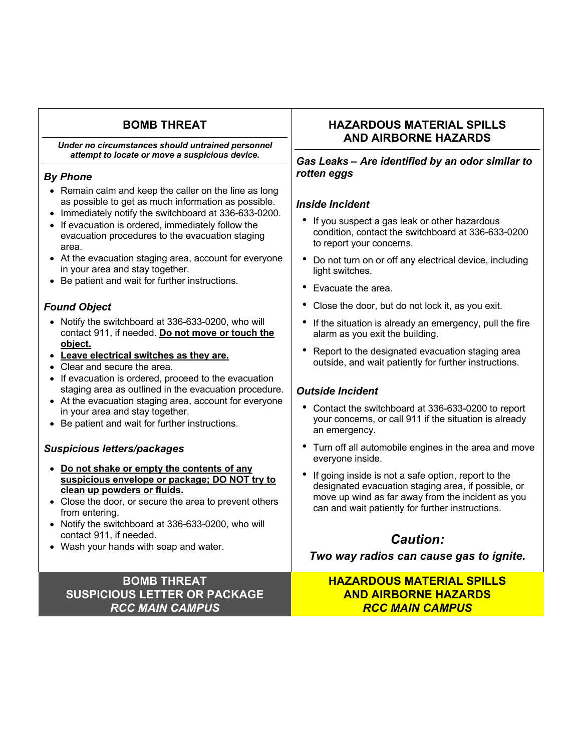## BOMB THREAT

***Under no circumstances should untrained personnel attempt to locate or move a suspicious device.***

### *By Phone*

- Remain calm and keep the caller on the line as long as possible to get as much information as possible.
- Immediately notify the switchboard at 336-633-0200.
- If evacuation is ordered, immediately follow the evacuation procedures to the evacuation staging area.
- At the evacuation staging area, account for everyone in your area and stay together.
- Be patient and wait for further instructions.

### *Found Object*

- Notify the switchboard at 336-633-0200, who will contact 911, if needed. <u>**Do not move or touch the object.**</u>
- <u>**Leave electrical switches as they are.**</u>
- Clear and secure the area.
- If evacuation is ordered, proceed to the evacuation staging area as outlined in the evacuation procedure.
- At the evacuation staging area, account for everyone in your area and stay together.
- Be patient and wait for further instructions.

### *Suspicious letters/packages*

- <u>**Do not shake or empty the contents of any suspicious envelope or package; DO NOT try to clean up powders or fluids.**</u>
- Close the door, or secure the area to prevent others from entering.
- Notify the switchboard at 336-633-0200, who will contact 911, if needed.
- Wash your hands with soap and water.

**BOMB THREAT**
**SUSPICIOUS LETTER OR PACKAGE**
***RCC MAIN CAMPUS***

## HAZARDOUS MATERIAL SPILLS AND AIRBORNE HAZARDS

***Gas Leaks – Are identified by an odor similar to rotten eggs***

### *Inside Incident*

- If you suspect a gas leak or other hazardous condition, contact the switchboard at 336-633-0200 to report your concerns.
- Do not turn on or off any electrical device, including light switches.
- Evacuate the area.
- Close the door, but do not lock it, as you exit.
- If the situation is already an emergency, pull the fire alarm as you exit the building.
- Report to the designated evacuation staging area outside, and wait patiently for further instructions.

### *Outside Incident*

- Contact the switchboard at 336-633-0200 to report your concerns, or call 911 if the situation is already an emergency.
- Turn off all automobile engines in the area and move everyone inside.
- If going inside is not a safe option, report to the designated evacuation staging area, if possible, or move up wind as far away from the incident as you can and wait patiently for further instructions.

***Caution:***

***Two way radios can cause gas to ignite.***

**HAZARDOUS MATERIAL SPILLS**
**AND AIRBORNE HAZARDS**
***RCC MAIN CAMPUS***